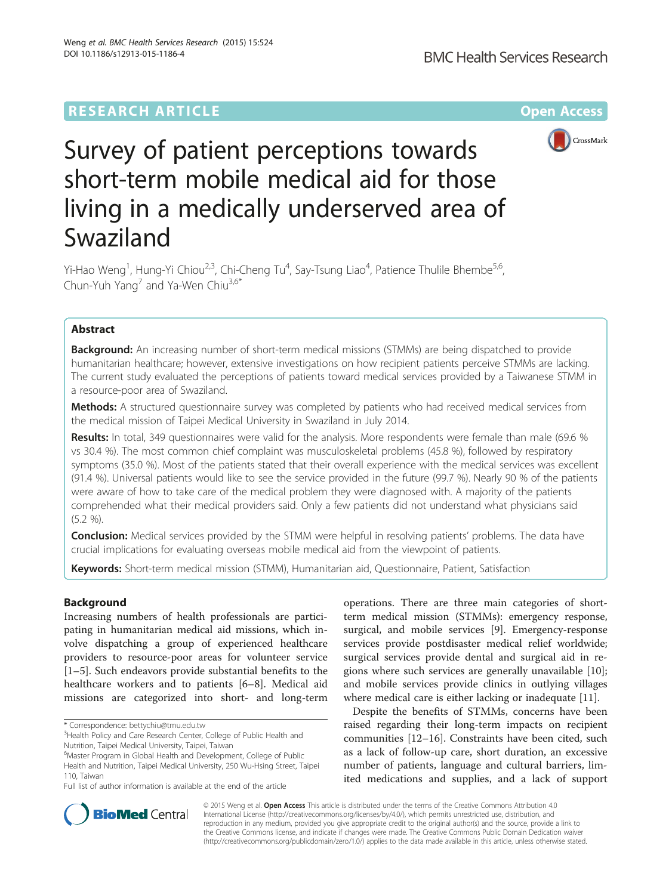RESEARCH ARTICLE

Open Access

# Survey of patient perceptions towards short-term mobile medical aid for those living in a medically underserved area of Swaziland

Yi-Hao Weng[1], Hung-Yi Chiou[2,3], Chi-Cheng Tu[4], Say-Tsung Liao[4], Patience Thulile Bhembe[5,6], Chun-Yuh Yang[7] and Ya-Wen Chiu[3,6*]

## Abstract

**Background:** An increasing number of short-term medical missions (STMMs) are being dispatched to provide humanitarian healthcare; however, extensive investigations on how recipient patients perceive STMMs are lacking. The current study evaluated the perceptions of patients toward medical services provided by a Taiwanese STMM in a resource-poor area of Swaziland.

**Methods:** A structured questionnaire survey was completed by patients who had received medical services from the medical mission of Taipei Medical University in Swaziland in July 2014.

**Results:** In total, 349 questionnaires were valid for the analysis. More respondents were female than male (69.6 % vs 30.4 %). The most common chief complaint was musculoskeletal problems (45.8 %), followed by respiratory symptoms (35.0 %). Most of the patients stated that their overall experience with the medical services was excellent (91.4 %). Universal patients would like to see the service provided in the future (99.7 %). Nearly 90 % of the patients were aware of how to take care of the medical problem they were diagnosed with. A majority of the patients comprehended what their medical providers said. Only a few patients did not understand what physicians said (5.2 %).

**Conclusion:** Medical services provided by the STMM were helpful in resolving patients' problems. The data have crucial implications for evaluating overseas mobile medical aid from the viewpoint of patients.

**Keywords:** Short-term medical mission (STMM), Humanitarian aid, Questionnaire, Patient, Satisfaction

## Background

Increasing numbers of health professionals are participating in humanitarian medical aid missions, which involve dispatching a group of experienced healthcare providers to resource-poor areas for volunteer service [1–5]. Such endeavors provide substantial benefits to the healthcare workers and to patients [6–8]. Medical aid missions are categorized into short- and long-term operations. There are three main categories of short-term medical mission (STMMs): emergency response, surgical, and mobile services [9]. Emergency-response services provide postdisaster medical relief worldwide; surgical services provide dental and surgical aid in regions where such services are generally unavailable [10]; and mobile services provide clinics in outlying villages where medical care is either lacking or inadequate [11].

Despite the benefits of STMMs, concerns have been raised regarding their long-term impacts on recipient communities [12–16]. Constraints have been cited, such as a lack of follow-up care, short duration, an excessive number of patients, language and cultural barriers, limited medications and supplies, and a lack of support

\* Correspondence: bettychiu@tmu.edu.tw
[3]Health Policy and Care Research Center, College of Public Health and Nutrition, Taipei Medical University, Taipei, Taiwan
[6]Master Program in Global Health and Development, College of Public Health and Nutrition, Taipei Medical University, 250 Wu-Hsing Street, Taipei 110, Taiwan
Full list of author information is available at the end of the article

© 2015 Weng et al. **Open Access** This article is distributed under the terms of the Creative Commons Attribution 4.0 International License (http://creativecommons.org/licenses/by/4.0/), which permits unrestricted use, distribution, and reproduction in any medium, provided you give appropriate credit to the original author(s) and the source, provide a link to the Creative Commons license, and indicate if changes were made. The Creative Commons Public Domain Dedication waiver (http://creativecommons.org/publicdomain/zero/1.0/) applies to the data made available in this article, unless otherwise stated.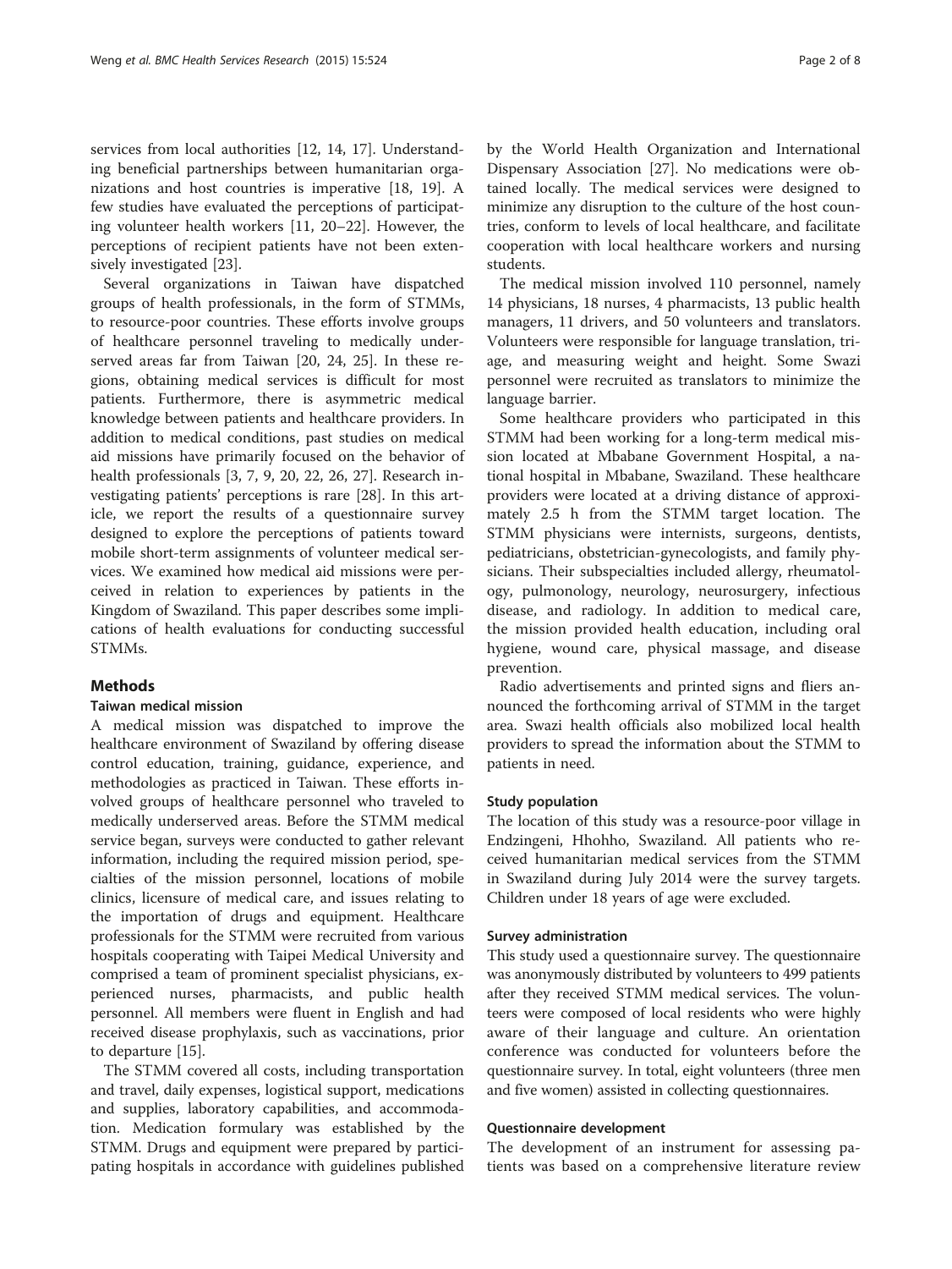services from local authorities [12, 14, 17]. Understanding beneficial partnerships between humanitarian organizations and host countries is imperative [18, 19]. A few studies have evaluated the perceptions of participating volunteer health workers [11, 20–22]. However, the perceptions of recipient patients have not been extensively investigated [23].

Several organizations in Taiwan have dispatched groups of health professionals, in the form of STMMs, to resource-poor countries. These efforts involve groups of healthcare personnel traveling to medically underserved areas far from Taiwan [20, 24, 25]. In these regions, obtaining medical services is difficult for most patients. Furthermore, there is asymmetric medical knowledge between patients and healthcare providers. In addition to medical conditions, past studies on medical aid missions have primarily focused on the behavior of health professionals [3, 7, 9, 20, 22, 26, 27]. Research investigating patients' perceptions is rare [28]. In this article, we report the results of a questionnaire survey designed to explore the perceptions of patients toward mobile short-term assignments of volunteer medical services. We examined how medical aid missions were perceived in relation to experiences by patients in the Kingdom of Swaziland. This paper describes some implications of health evaluations for conducting successful STMMs.

## Methods

### Taiwan medical mission

A medical mission was dispatched to improve the healthcare environment of Swaziland by offering disease control education, training, guidance, experience, and methodologies as practiced in Taiwan. These efforts involved groups of healthcare personnel who traveled to medically underserved areas. Before the STMM medical service began, surveys were conducted to gather relevant information, including the required mission period, specialties of the mission personnel, locations of mobile clinics, licensure of medical care, and issues relating to the importation of drugs and equipment. Healthcare professionals for the STMM were recruited from various hospitals cooperating with Taipei Medical University and comprised a team of prominent specialist physicians, experienced nurses, pharmacists, and public health personnel. All members were fluent in English and had received disease prophylaxis, such as vaccinations, prior to departure [15].

The STMM covered all costs, including transportation and travel, daily expenses, logistical support, medications and supplies, laboratory capabilities, and accommodation. Medication formulary was established by the STMM. Drugs and equipment were prepared by participating hospitals in accordance with guidelines published by the World Health Organization and International Dispensary Association [27]. No medications were obtained locally. The medical services were designed to minimize any disruption to the culture of the host countries, conform to levels of local healthcare, and facilitate cooperation with local healthcare workers and nursing students.

The medical mission involved 110 personnel, namely 14 physicians, 18 nurses, 4 pharmacists, 13 public health managers, 11 drivers, and 50 volunteers and translators. Volunteers were responsible for language translation, triage, and measuring weight and height. Some Swazi personnel were recruited as translators to minimize the language barrier.

Some healthcare providers who participated in this STMM had been working for a long-term medical mission located at Mbabane Government Hospital, a national hospital in Mbabane, Swaziland. These healthcare providers were located at a driving distance of approximately 2.5 h from the STMM target location. The STMM physicians were internists, surgeons, dentists, pediatricians, obstetrician-gynecologists, and family physicians. Their subspecialties included allergy, rheumatology, pulmonology, neurology, neurosurgery, infectious disease, and radiology. In addition to medical care, the mission provided health education, including oral hygiene, wound care, physical massage, and disease prevention.

Radio advertisements and printed signs and fliers announced the forthcoming arrival of STMM in the target area. Swazi health officials also mobilized local health providers to spread the information about the STMM to patients in need.

### Study population

The location of this study was a resource-poor village in Endzingeni, Hhohho, Swaziland. All patients who received humanitarian medical services from the STMM in Swaziland during July 2014 were the survey targets. Children under 18 years of age were excluded.

### Survey administration

This study used a questionnaire survey. The questionnaire was anonymously distributed by volunteers to 499 patients after they received STMM medical services. The volunteers were composed of local residents who were highly aware of their language and culture. An orientation conference was conducted for volunteers before the questionnaire survey. In total, eight volunteers (three men and five women) assisted in collecting questionnaires.

### Questionnaire development

The development of an instrument for assessing patients was based on a comprehensive literature review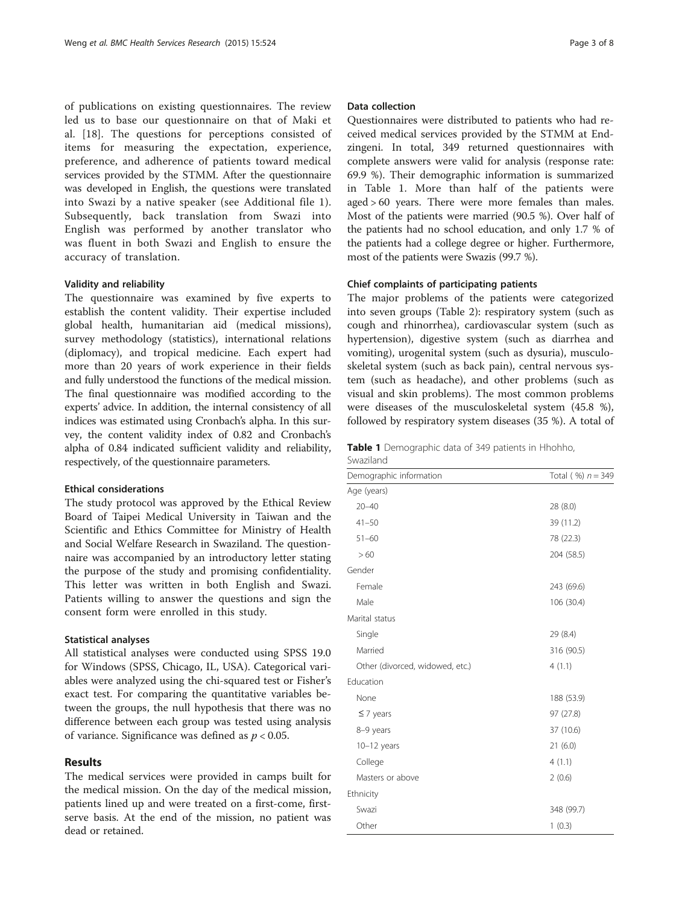of publications on existing questionnaires. The review led us to base our questionnaire on that of Maki et al. [18]. The questions for perceptions consisted of items for measuring the expectation, experience, preference, and adherence of patients toward medical services provided by the STMM. After the questionnaire was developed in English, the questions were translated into Swazi by a native speaker (see Additional file 1). Subsequently, back translation from Swazi into English was performed by another translator who was fluent in both Swazi and English to ensure the accuracy of translation.

#### Validity and reliability

The questionnaire was examined by five experts to establish the content validity. Their expertise included global health, humanitarian aid (medical missions), survey methodology (statistics), international relations (diplomacy), and tropical medicine. Each expert had more than 20 years of work experience in their fields and fully understood the functions of the medical mission. The final questionnaire was modified according to the experts' advice. In addition, the internal consistency of all indices was estimated using Cronbach's alpha. In this survey, the content validity index of 0.82 and Cronbach's alpha of 0.84 indicated sufficient validity and reliability, respectively, of the questionnaire parameters.

#### Ethical considerations

The study protocol was approved by the Ethical Review Board of Taipei Medical University in Taiwan and the Scientific and Ethics Committee for Ministry of Health and Social Welfare Research in Swaziland. The questionnaire was accompanied by an introductory letter stating the purpose of the study and promising confidentiality. This letter was written in both English and Swazi. Patients willing to answer the questions and sign the consent form were enrolled in this study.

#### Statistical analyses

All statistical analyses were conducted using SPSS 19.0 for Windows (SPSS, Chicago, IL, USA). Categorical variables were analyzed using the chi-squared test or Fisher's exact test. For comparing the quantitative variables between the groups, the null hypothesis that there was no difference between each group was tested using analysis of variance. Significance was defined as $p < 0.05$.

## Results

The medical services were provided in camps built for the medical mission. On the day of the medical mission, patients lined up and were treated on a first-come, first-serve basis. At the end of the mission, no patient was dead or retained.

#### Data collection

Questionnaires were distributed to patients who had received medical services provided by the STMM at Endzingeni. In total, 349 returned questionnaires with complete answers were valid for analysis (response rate: 69.9 %). Their demographic information is summarized in Table 1. More than half of the patients were aged > 60 years. There were more females than males. Most of the patients were married (90.5 %). Over half of the patients had no school education, and only 1.7 % of the patients had a college degree or higher. Furthermore, most of the patients were Swazis (99.7 %).

#### Chief complaints of participating patients

The major problems of the patients were categorized into seven groups (Table 2): respiratory system (such as cough and rhinorrhea), cardiovascular system (such as hypertension), digestive system (such as diarrhea and vomiting), urogenital system (such as dysuria), musculoskeletal system (such as back pain), central nervous system (such as headache), and other problems (such as visual and skin problems). The most common problems were diseases of the musculoskeletal system (45.8 %), followed by respiratory system diseases (35 %). A total of

**Table 1** Demographic data of 349 patients in Hhohho, Swaziland

| Demographic information | Total ( %) $n = 349$ |
|---|---|
| Age (years) | |
| 20–40 | 28 (8.0) |
| 41–50 | 39 (11.2) |
| 51–60 | 78 (22.3) |
| > 60 | 204 (58.5) |
| Gender | |
| Female | 243 (69.6) |
| Male | 106 (30.4) |
| Marital status | |
| Single | 29 (8.4) |
| Married | 316 (90.5) |
| Other (divorced, widowed, etc.) | 4 (1.1) |
| Education | |
| None | 188 (53.9) |
| ≤ 7 years | 97 (27.8) |
| 8–9 years | 37 (10.6) |
| 10–12 years | 21 (6.0) |
| College | 4 (1.1) |
| Masters or above | 2 (0.6) |
| Ethnicity | |
| Swazi | 348 (99.7) |
| Other | 1 (0.3) |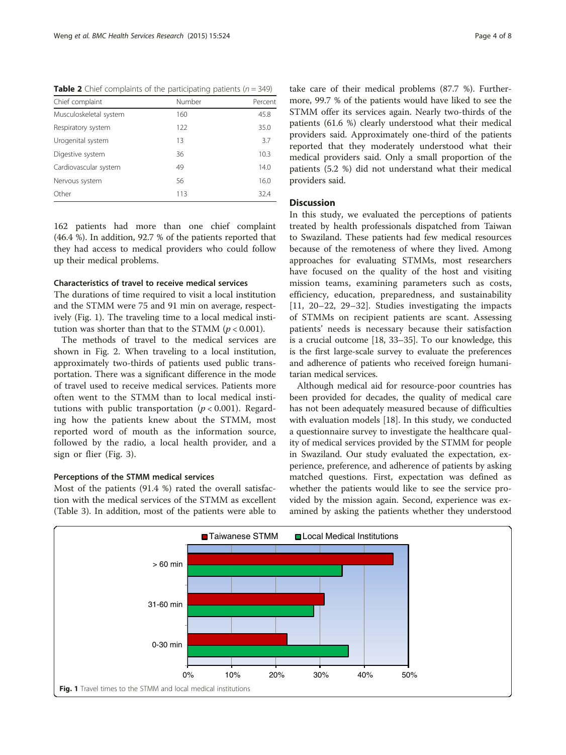**Table 2** Chief complaints of the participating patients ($n = 349$)

| Chief complaint | Number | Percent |
| --- | --- | --- |
| Musculoskeletal system | 160 | 45.8 |
| Respiratory system | 122 | 35.0 |
| Urogenital system | 13 | 3.7 |
| Digestive system | 36 | 10.3 |
| Cardiovascular system | 49 | 14.0 |
| Nervous system | 56 | 16.0 |
| Other | 113 | 32.4 |

162 patients had more than one chief complaint (46.4 %). In addition, 92.7 % of the patients reported that they had access to medical providers who could follow up their medical problems.

### Characteristics of travel to receive medical services

The durations of time required to visit a local institution and the STMM were 75 and 91 min on average, respectively (Fig. 1). The traveling time to a local medical institution was shorter than that to the STMM ($p < 0.001$).

The methods of travel to the medical services are shown in Fig. 2. When traveling to a local institution, approximately two-thirds of patients used public transportation. There was a significant difference in the mode of travel used to receive medical services. Patients more often went to the STMM than to local medical institutions with public transportation ($p < 0.001$). Regarding how the patients knew about the STMM, most reported word of mouth as the information source, followed by the radio, a local health provider, and a sign or flier (Fig. 3).

### Perceptions of the STMM medical services

Most of the patients (91.4 %) rated the overall satisfaction with the medical services of the STMM as excellent (Table 3). In addition, most of the patients were able to take care of their medical problems (87.7 %). Furthermore, 99.7 % of the patients would have liked to see the STMM offer its services again. Nearly two-thirds of the patients (61.6 %) clearly understood what their medical providers said. Approximately one-third of the patients reported that they moderately understood what their medical providers said. Only a small proportion of the patients (5.2 %) did not understand what their medical providers said.

## Discussion

In this study, we evaluated the perceptions of patients treated by health professionals dispatched from Taiwan to Swaziland. These patients had few medical resources because of the remoteness of where they lived. Among approaches for evaluating STMMs, most researchers have focused on the quality of the host and visiting mission teams, examining parameters such as costs, efficiency, education, preparedness, and sustainability [11, 20–22, 29–32]. Studies investigating the impacts of STMMs on recipient patients are scant. Assessing patients' needs is necessary because their satisfaction is a crucial outcome [18, 33–35]. To our knowledge, this is the first large-scale survey to evaluate the preferences and adherence of patients who received foreign humanitarian medical services.

Although medical aid for resource-poor countries has been provided for decades, the quality of medical care has not been adequately measured because of difficulties with evaluation models [18]. In this study, we conducted a questionnaire survey to investigate the healthcare quality of medical services provided by the STMM for people in Swaziland. Our study evaluated the expectation, experience, preference, and adherence of patients by asking matched questions. First, expectation was defined as whether the patients would like to see the service provided by the mission again. Second, experience was examined by asking the patients whether they understood

**Fig. 1** Travel times to the STMM and local medical institutions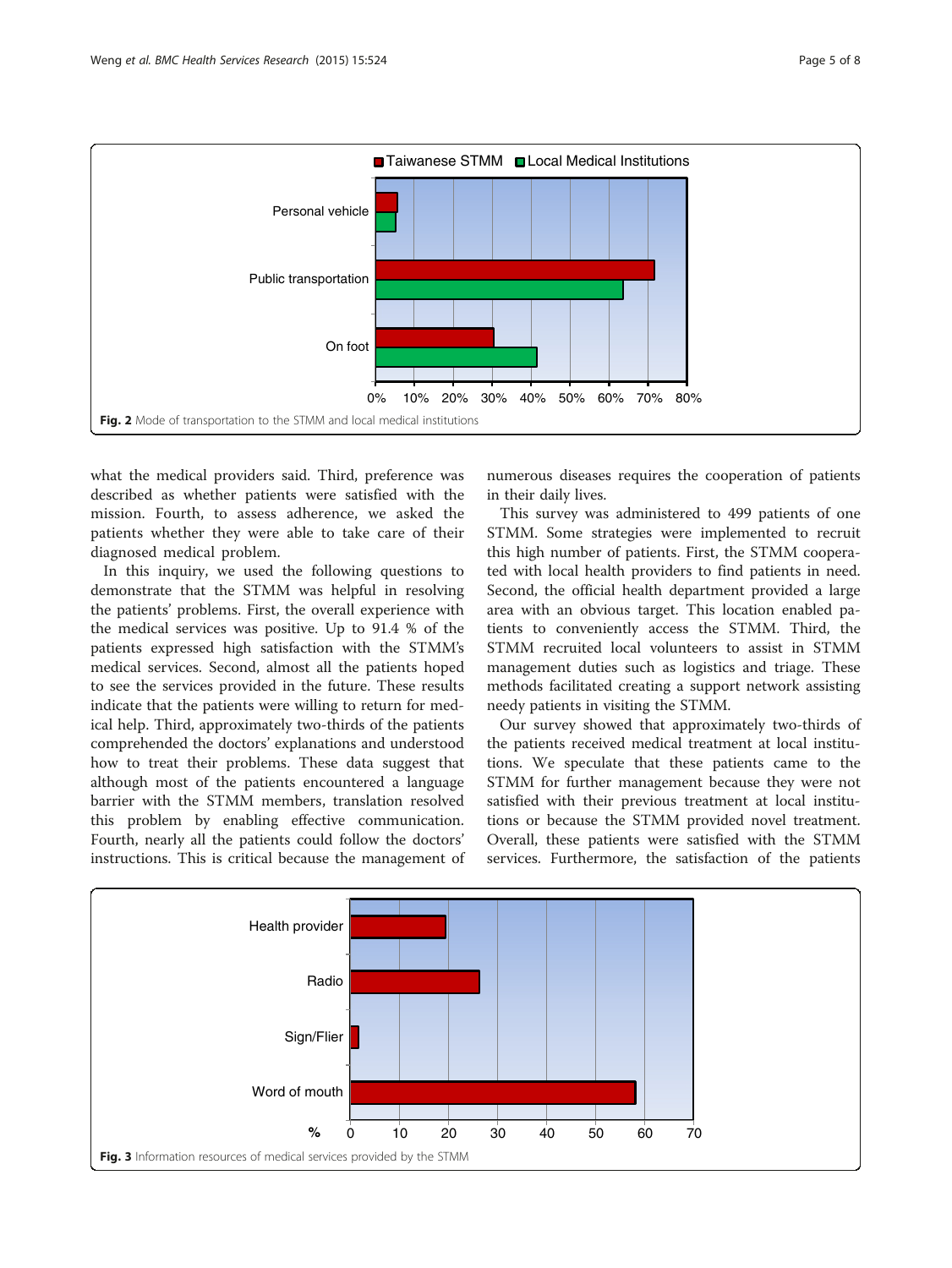Fig. 2 Mode of transportation to the STMM and local medical institutions

what the medical providers said. Third, preference was described as whether patients were satisfied with the mission. Fourth, to assess adherence, we asked the patients whether they were able to take care of their diagnosed medical problem.

In this inquiry, we used the following questions to demonstrate that the STMM was helpful in resolving the patients' problems. First, the overall experience with the medical services was positive. Up to 91.4 % of the patients expressed high satisfaction with the STMM's medical services. Second, almost all the patients hoped to see the services provided in the future. These results indicate that the patients were willing to return for medical help. Third, approximately two-thirds of the patients comprehended the doctors' explanations and understood how to treat their problems. These data suggest that although most of the patients encountered a language barrier with the STMM members, translation resolved this problem by enabling effective communication. Fourth, nearly all the patients could follow the doctors' instructions. This is critical because the management of numerous diseases requires the cooperation of patients in their daily lives.

This survey was administered to 499 patients of one STMM. Some strategies were implemented to recruit this high number of patients. First, the STMM cooperated with local health providers to find patients in need. Second, the official health department provided a large area with an obvious target. This location enabled patients to conveniently access the STMM. Third, the STMM recruited local volunteers to assist in STMM management duties such as logistics and triage. These methods facilitated creating a support network assisting needy patients in visiting the STMM.

Our survey showed that approximately two-thirds of the patients received medical treatment at local institutions. We speculate that these patients came to the STMM for further management because they were not satisfied with their previous treatment at local institutions or because the STMM provided novel treatment. Overall, these patients were satisfied with the STMM services. Furthermore, the satisfaction of the patients

Fig. 3 Information resources of medical services provided by the STMM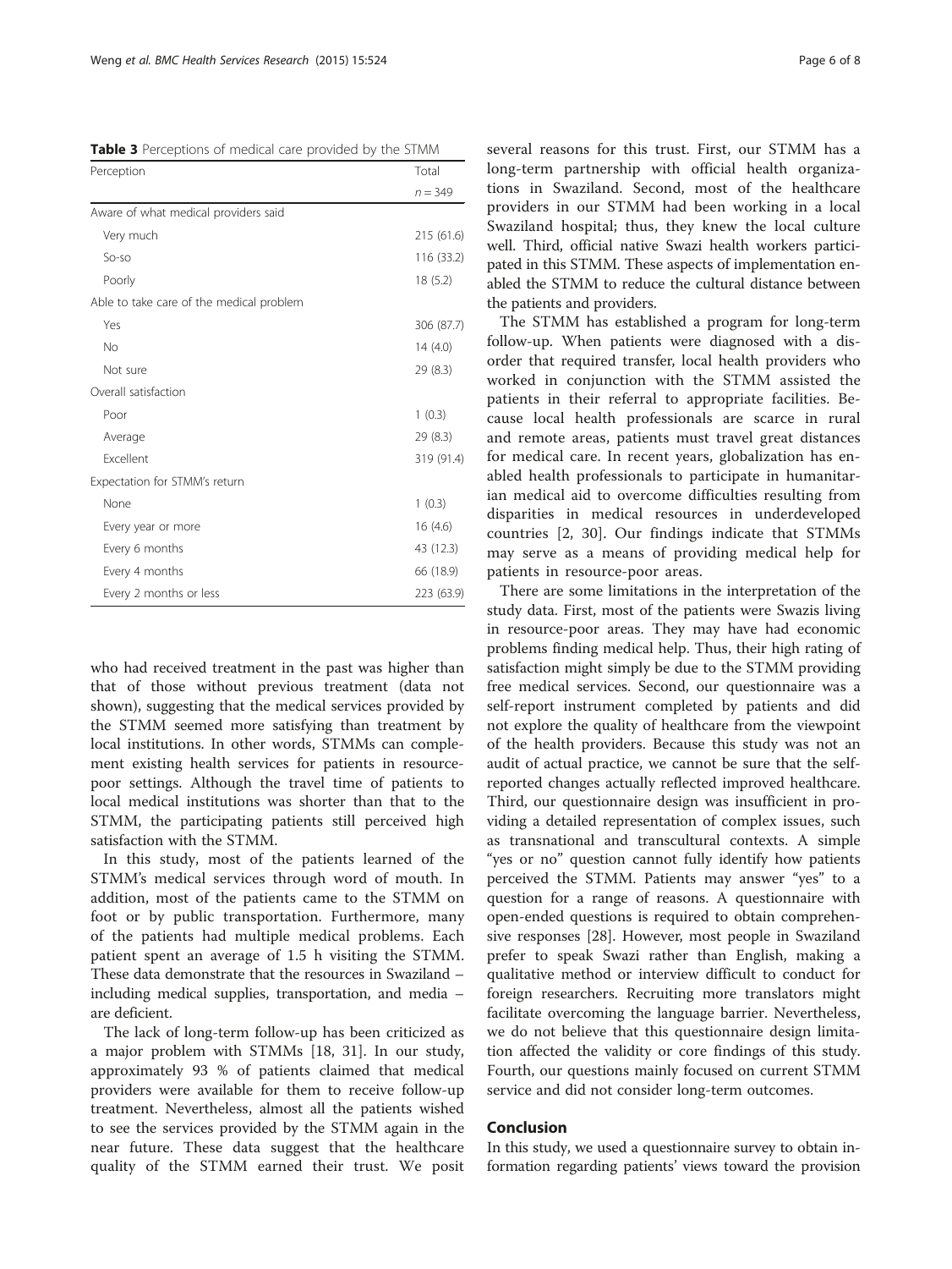**Table 3** Perceptions of medical care provided by the STMM

| Perception | Total |
|---|---|
| | $n = 349$ |
| Aware of what medical providers said | |
| Very much | 215 (61.6) |
| So-so | 116 (33.2) |
| Poorly | 18 (5.2) |
| Able to take care of the medical problem | |
| Yes | 306 (87.7) |
| No | 14 (4.0) |
| Not sure | 29 (8.3) |
| Overall satisfaction | |
| Poor | 1 (0.3) |
| Average | 29 (8.3) |
| Excellent | 319 (91.4) |
| Expectation for STMM's return | |
| None | 1 (0.3) |
| Every year or more | 16 (4.6) |
| Every 6 months | 43 (12.3) |
| Every 4 months | 66 (18.9) |
| Every 2 months or less | 223 (63.9) |

who had received treatment in the past was higher than that of those without previous treatment (data not shown), suggesting that the medical services provided by the STMM seemed more satisfying than treatment by local institutions. In other words, STMMs can complement existing health services for patients in resource-poor settings. Although the travel time of patients to local medical institutions was shorter than that to the STMM, the participating patients still perceived high satisfaction with the STMM.

In this study, most of the patients learned of the STMM's medical services through word of mouth. In addition, most of the patients came to the STMM on foot or by public transportation. Furthermore, many of the patients had multiple medical problems. Each patient spent an average of 1.5 h visiting the STMM. These data demonstrate that the resources in Swaziland – including medical supplies, transportation, and media – are deficient.

The lack of long-term follow-up has been criticized as a major problem with STMMs [18, 31]. In our study, approximately 93 % of patients claimed that medical providers were available for them to receive follow-up treatment. Nevertheless, almost all the patients wished to see the services provided by the STMM again in the near future. These data suggest that the healthcare quality of the STMM earned their trust. We posit several reasons for this trust. First, our STMM has a long-term partnership with official health organizations in Swaziland. Second, most of the healthcare providers in our STMM had been working in a local Swaziland hospital; thus, they knew the local culture well. Third, official native Swazi health workers participated in this STMM. These aspects of implementation enabled the STMM to reduce the cultural distance between the patients and providers.

The STMM has established a program for long-term follow-up. When patients were diagnosed with a disorder that required transfer, local health providers who worked in conjunction with the STMM assisted the patients in their referral to appropriate facilities. Because local health professionals are scarce in rural and remote areas, patients must travel great distances for medical care. In recent years, globalization has enabled health professionals to participate in humanitarian medical aid to overcome difficulties resulting from disparities in medical resources in underdeveloped countries [2, 30]. Our findings indicate that STMMs may serve as a means of providing medical help for patients in resource-poor areas.

There are some limitations in the interpretation of the study data. First, most of the patients were Swazis living in resource-poor areas. They may have had economic problems finding medical help. Thus, their high rating of satisfaction might simply be due to the STMM providing free medical services. Second, our questionnaire was a self-report instrument completed by patients and did not explore the quality of healthcare from the viewpoint of the health providers. Because this study was not an audit of actual practice, we cannot be sure that the self-reported changes actually reflected improved healthcare. Third, our questionnaire design was insufficient in providing a detailed representation of complex issues, such as transnational and transcultural contexts. A simple "yes or no" question cannot fully identify how patients perceived the STMM. Patients may answer "yes" to a question for a range of reasons. A questionnaire with open-ended questions is required to obtain comprehensive responses [28]. However, most people in Swaziland prefer to speak Swazi rather than English, making a qualitative method or interview difficult to conduct for foreign researchers. Recruiting more translators might facilitate overcoming the language barrier. Nevertheless, we do not believe that this questionnaire design limitation affected the validity or core findings of this study. Fourth, our questions mainly focused on current STMM service and did not consider long-term outcomes.

## Conclusion

In this study, we used a questionnaire survey to obtain information regarding patients' views toward the provision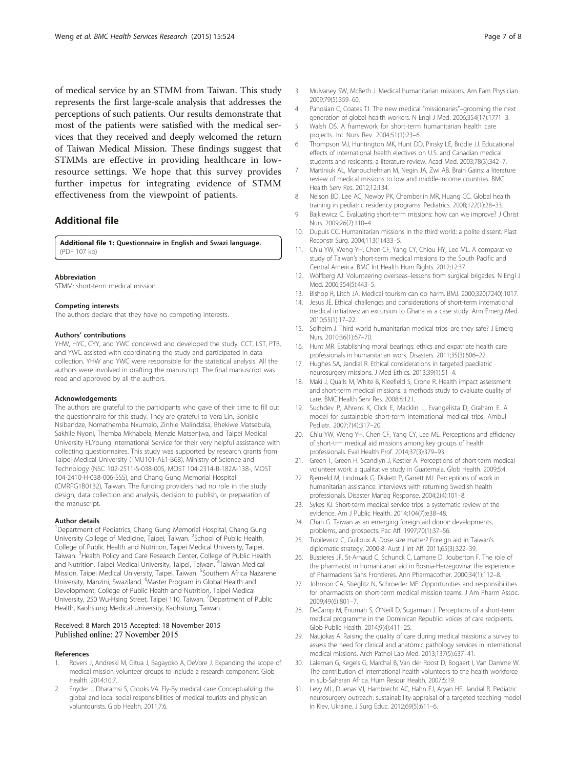of medical service by an STMM from Taiwan. This study represents the first large-scale analysis that addresses the perceptions of such patients. Our results demonstrate that most of the patients were satisfied with the medical services that they received and deeply welcomed the return of Taiwan Medical Mission. These findings suggest that STMMs are effective in providing healthcare in low-resource settings. We hope that this survey provides further impetus for integrating evidence of STMM effectiveness from the viewpoint of patients.

## Additional file

**Additional file 1: Questionnaire in English and Swazi language.** (PDF 107 kb)

### Abbreviation

STMM: short-term medical mission.

### Competing interests

The authors declare that they have no competing interests.

### Authors' contributions

YHW, HYC, CYY, and YWC conceived and developed the study. CCT, LST, PTB, and YWC assisted with coordinating the study and participated in data collection. YHW and YWC were responsible for the statistical analysis. All the authors were involved in drafting the manuscript. The final manuscript was read and approved by all the authors.

### Acknowledgements

The authors are grateful to the participants who gave of their time to fill out the questionnaire for this study. They are grateful to Vera Lin, Bonisile Nsibandze, Nomathemba Nxumalo, Zinhle Malindzisa, Bhekiwe Matsebula, Sakhile Nyoni, Themba Mkhabela, Menzie Matsenjwa, and Taipei Medical University FLYoung International Service for their very helpful assistance with collecting questionnaires. This study was supported by research grants from Taipei Medical University (TMU101-AE1-B68), Ministry of Science and Technology (NSC 102-2511-S-038-005, MOST 104-2314-B-182A-138-, MOST 104-2410-H-038-006-SSS), and Chang Gung Memorial Hospital (CMRPG1B0132), Taiwan. The funding providers had no role in the study design, data collection and analysis, decision to publish, or preparation of the manuscript.

### Author details

[1]Department of Pediatrics, Chang Gung Memorial Hospital, Chang Gung University College of Medicine, Taipei, Taiwan. [2]School of Public Health, College of Public Health and Nutrition, Taipei Medical University, Taipei, Taiwan. [3]Health Policy and Care Research Center, College of Public Health and Nutrition, Taipei Medical University, Taipei, Taiwan. [4]Taiwan Medical Mission, Taipei Medical University, Taipei, Taiwan. [5]Southern Africa Nazarene University, Manzini, Swaziland. [6]Master Program in Global Health and Development, College of Public Health and Nutrition, Taipei Medical University, 250 Wu-Hsing Street, Taipei 110, Taiwan. [7]Department of Public Health, Kaohsiung Medical University, Kaohsiung, Taiwan.

Received: 8 March 2015 Accepted: 18 November 2015
Published online: 27 November 2015

### References

1. Rovers J, Andreski M, Gitua J, Bagayoko A, DeVore J. Expanding the scope of medical mission volunteer groups to include a research component. Glob Health. 2014;10:7.
2. Snyder J, Dharamsi S, Crooks VA. Fly-By medical care: Conceptualizing the global and local social responsibilities of medical tourists and physician voluntourists. Glob Health. 2011;7:6.
3. Mulvaney SW, McBeth J. Medical humanitarian missions. Am Fam Physician. 2009;79(5):359–60.
4. Panosian C, Coates TJ. The new medical "missionaries"–grooming the next generation of global health workers. N Engl J Med. 2006;354(17):1771–3.
5. Walsh DS. A framework for short-term humanitarian health care projects. Int Nurs Rev. 2004;51(1):23–6.
6. Thompson MJ, Huntington MK, Hunt DD, Pinsky LE, Brodie JJ. Educational effects of international health electives on U.S. and Canadian medical students and residents: a literature review. Acad Med. 2003;78(3):342–7.
7. Martiniuk AL, Manouchehrian M, Negin JA, Zwi AB. Brain Gains: a literature review of medical missions to low and middle-income countries. BMC Health Serv Res. 2012;12:134.
8. Nelson BD, Lee AC, Newby PK, Chamberlin MR, Huang CC. Global health training in pediatric residency programs. Pediatrics. 2008;122(1):28–33.
9. Bajkiewicz C. Evaluating short-term missions: how can we improve? J Christ Nurs. 2009;26(2):110–4.
10. Dupuis CC. Humanitarian missions in the third world: a polite dissent. Plast Reconstr Surg. 2004;113(1):433–5.
11. Chiu YW, Weng YH, Chen CF, Yang CY, Chiou HY, Lee ML. A comparative study of Taiwan's short-term medical missions to the South Pacific and Central America. BMC Int Health Hum Rights. 2012;12:37.
12. Wolfberg AJ. Volunteering overseas–lessons from surgical brigades. N Engl J Med. 2006;354(5):443–5.
13. Bishop R, Litch JA. Medical tourism can do harm. BMJ. 2000;320(7240):1017.
14. Jesus JE. Ethical challenges and considerations of short-term international medical initiatives: an excursion to Ghana as a case study. Ann Emerg Med. 2010;55(1):17–22.
15. Solheim J. Third world humanitarian medical trips–are they safe? J Emerg Nurs. 2010;36(1):67–70.
16. Hunt MR. Establishing moral bearings: ethics and expatriate health care professionals in humanitarian work. Disasters. 2011;35(3):606–22.
17. Hughes SA, Jandial R. Ethical considerations in targeted paediatric neurosurgery missions. J Med Ethics. 2013;39(1):51–4.
18. Maki J, Qualls M, White B, Kleefield S, Crone R. Health impact assessment and short-term medical missions: a methods study to evaluate quality of care. BMC Health Serv Res. 2008;8:121.
19. Suchdev P, Ahrens K, Click E, Macklin L, Evangelista D, Graham E. A model for sustainable short-term international medical trips. Ambul Pediatr. 2007;7(4):317–20.
20. Chiu YW, Weng YH, Chen CF, Yang CY, Lee ML. Perceptions and efficiency of short-trm medical aid missions among key groups of health professionals. Eval Health Prof. 2014;37(3):379–93.
21. Green T, Green H, Scandlyn J, Kestler A. Perceptions of short-term medical volunteer work: a qualitative study in Guatemala. Glob Health. 2009;5:4.
22. Bjerneld M, Lindmark G, Diskett P, Garrett MJ. Perceptions of work in humanitarian assistance: interviews with returning Swedish health professionals. Disaster Manag Response. 2004;2(4):101–8.
23. Sykes KJ. Short-term medical service trips: a systematic review of the evidence. Am J Public Health. 2014;104(7):e38–48.
24. Chan G. Taiwan as an emerging foreign aid donor: developments, problems, and prospects. Pac Aff. 1997;70(1):37–56.
25. Tubilewicz C, Guilloux A. Dose size matter? Foreign aid in Taiwan's diplomatic strategy, 2000-8. Aust J Int Aff. 2011;65(3):322–39.
26. Bussieres JF, St-Arnaud C, Schunck C, Lamarre D, Jouberton F. The role of the pharmacist in humanitarian aid in Bosnia-Herzegovina: the experience of Pharmaciens Sans Frontieres. Ann Pharmacother. 2000;34(1):112–8.
27. Johnson CA, Stieglitz N, Schroeder ME. Opportunities and responsibilities for pharmacists on short-term medical mission teams. J Am Pharm Assoc. 2009;49(6):801–7.
28. DeCamp M, Enumah S, O'Neill D, Sugarman J. Perceptions of a short-term medical programme in the Dominican Republic: voices of care recipients. Glob Public Health. 2014;9(4):411–25.
29. Naujokas A. Raising the quality of care during medical missions: a survey to assess the need for clinical and anatomic pathology services in international medical missions. Arch Pathol Lab Med. 2013;137(5):637–41.
30. Laleman G, Kegels G, Marchal B, Van der Roost D, Bogaert I, Van Damme W. The contribution of international health volunteers to the health workforce in sub-Saharan Africa. Hum Resour Health. 2007;5:19.
31. Levy ML, Duenas VJ, Hambrecht AC, Hahn EJ, Aryan HE, Jandial R. Pediatric neurosurgery outreach: sustainability appraisal of a targeted teaching model in Kiev, Ukraine. J Surg Educ. 2012;69(5):611–6.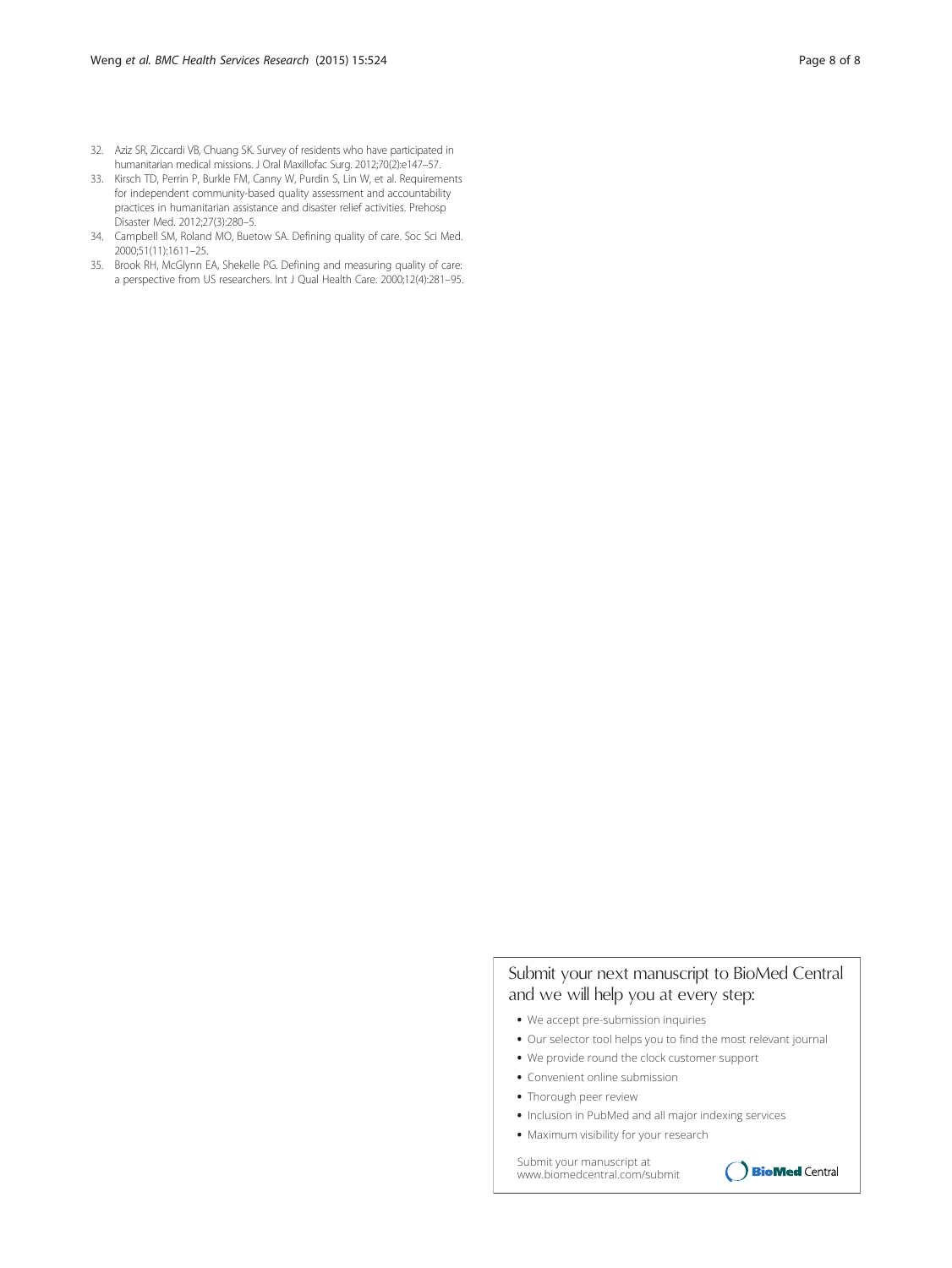32. Aziz SR, Ziccardi VB, Chuang SK. Survey of residents who have participated in humanitarian medical missions. J Oral Maxillofac Surg. 2012;70(2):e147–57.
33. Kirsch TD, Perrin P, Burkle FM, Canny W, Purdin S, Lin W, et al. Requirements for independent community-based quality assessment and accountability practices in humanitarian assistance and disaster relief activities. Prehosp Disaster Med. 2012;27(3):280–5.
34. Campbell SM, Roland MO, Buetow SA. Defining quality of care. Soc Sci Med. 2000;51(11):1611–25.
35. Brook RH, McGlynn EA, Shekelle PG. Defining and measuring quality of care: a perspective from US researchers. Int J Qual Health Care. 2000;12(4):281–95.

Submit your next manuscript to BioMed Central and we will help you at every step:

- We accept pre-submission inquiries
- Our selector tool helps you to find the most relevant journal
- We provide round the clock customer support
- Convenient online submission
- Thorough peer review
- Inclusion in PubMed and all major indexing services
- Maximum visibility for your research

Submit your manuscript at www.biomedcentral.com/submit

BioMed Central